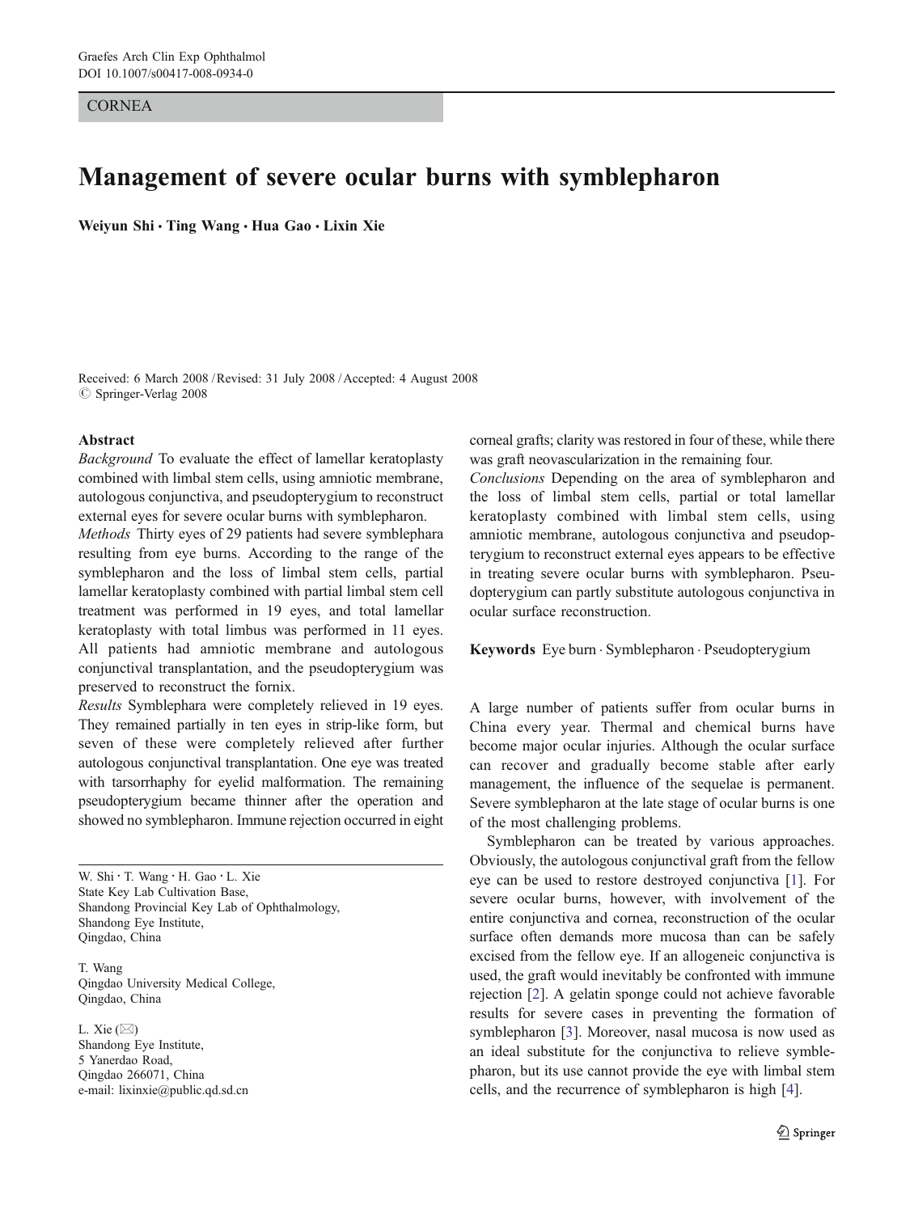CORNEA

# Management of severe ocular burns with symblepharon

Weiyun Shi · Ting Wang · Hua Gao · Lixin Xie

Received: 6 March 2008 / Revised: 31 July 2008 / Accepted: 4 August 2008
© Springer-Verlag 2008

## Abstract

*Background* To evaluate the effect of lamellar keratoplasty combined with limbal stem cells, using amniotic membrane, autologous conjunctiva, and pseudopterygium to reconstruct external eyes for severe ocular burns with symblepharon.

*Methods* Thirty eyes of 29 patients had severe symblephara resulting from eye burns. According to the range of the symblepharon and the loss of limbal stem cells, partial lamellar keratoplasty combined with partial limbal stem cell treatment was performed in 19 eyes, and total lamellar keratoplasty with total limbus was performed in 11 eyes. All patients had amniotic membrane and autologous conjunctival transplantation, and the pseudopterygium was preserved to reconstruct the fornix.

*Results* Symblephara were completely relieved in 19 eyes. They remained partially in ten eyes in strip-like form, but seven of these were completely relieved after further autologous conjunctival transplantation. One eye was treated with tarsorrhaphy for eyelid malformation. The remaining pseudopterygium became thinner after the operation and showed no symblepharon. Immune rejection occurred in eight corneal grafts; clarity was restored in four of these, while there was graft neovascularization in the remaining four.

*Conclusions* Depending on the area of symblepharon and the loss of limbal stem cells, partial or total lamellar keratoplasty combined with limbal stem cells, using amniotic membrane, autologous conjunctiva and pseudopterygium to reconstruct external eyes appears to be effective in treating severe ocular burns with symblepharon. Pseudopterygium can partly substitute autologous conjunctiva in ocular surface reconstruction.

**Keywords** Eye burn · Symblepharon · Pseudopterygium

W. Shi · T. Wang · H. Gao · L. Xie
State Key Lab Cultivation Base,
Shandong Provincial Key Lab of Ophthalmology,
Shandong Eye Institute,
Qingdao, China

T. Wang
Qingdao University Medical College,
Qingdao, China

L. Xie (✉)
Shandong Eye Institute,
5 Yanerdao Road,
Qingdao 266071, China
e-mail: lixinxie@public.qd.sd.cn

A large number of patients suffer from ocular burns in China every year. Thermal and chemical burns have become major ocular injuries. Although the ocular surface can recover and gradually become stable after early management, the influence of the sequelae is permanent. Severe symblepharon at the late stage of ocular burns is one of the most challenging problems.

Symblepharon can be treated by various approaches. Obviously, the autologous conjunctival graft from the fellow eye can be used to restore destroyed conjunctiva [1]. For severe ocular burns, however, with involvement of the entire conjunctiva and cornea, reconstruction of the ocular surface often demands more mucosa than can be safely excised from the fellow eye. If an allogeneic conjunctiva is used, the graft would inevitably be confronted with immune rejection [2]. A gelatin sponge could not achieve favorable results for severe cases in preventing the formation of symblepharon [3]. Moreover, nasal mucosa is now used as an ideal substitute for the conjunctiva to relieve symblepharon, but its use cannot provide the eye with limbal stem cells, and the recurrence of symblepharon is high [4].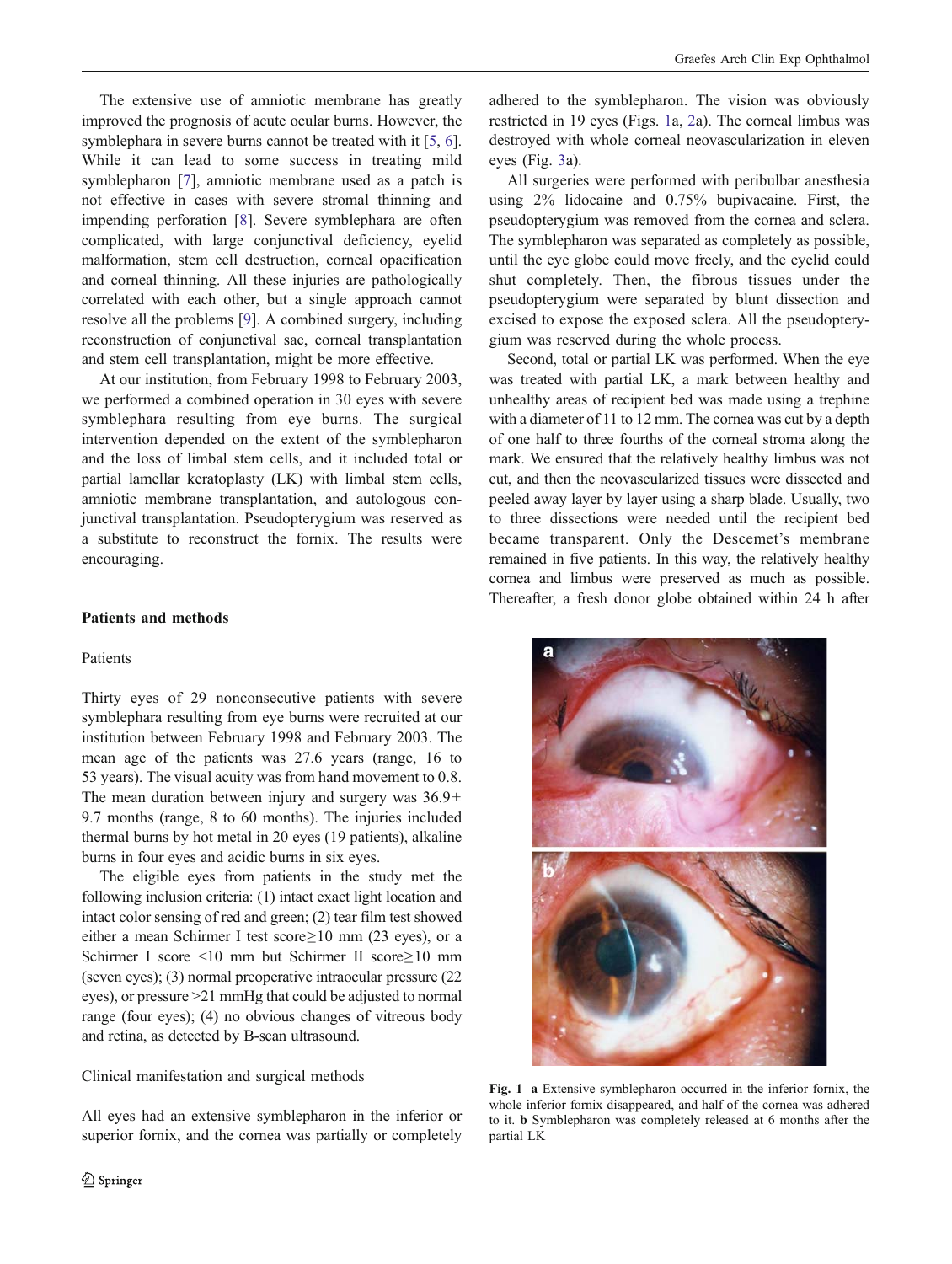The extensive use of amniotic membrane has greatly improved the prognosis of acute ocular burns. However, the symblephara in severe burns cannot be treated with it [5, 6]. While it can lead to some success in treating mild symblepharon [7], amniotic membrane used as a patch is not effective in cases with severe stromal thinning and impending perforation [8]. Severe symblephara are often complicated, with large conjunctival deficiency, eyelid malformation, stem cell destruction, corneal opacification and corneal thinning. All these injuries are pathologically correlated with each other, but a single approach cannot resolve all the problems [9]. A combined surgery, including reconstruction of conjunctival sac, corneal transplantation and stem cell transplantation, might be more effective.

At our institution, from February 1998 to February 2003, we performed a combined operation in 30 eyes with severe symblephara resulting from eye burns. The surgical intervention depended on the extent of the symblepharon and the loss of limbal stem cells, and it included total or partial lamellar keratoplasty (LK) with limbal stem cells, amniotic membrane transplantation, and autologous conjunctival transplantation. Pseudopterygium was reserved as a substitute to reconstruct the fornix. The results were encouraging.

## Patients and methods

### Patients

Thirty eyes of 29 nonconsecutive patients with severe symblephara resulting from eye burns were recruited at our institution between February 1998 and February 2003. The mean age of the patients was 27.6 years (range, 16 to 53 years). The visual acuity was from hand movement to 0.8. The mean duration between injury and surgery was 36.9± 9.7 months (range, 8 to 60 months). The injuries included thermal burns by hot metal in 20 eyes (19 patients), alkaline burns in four eyes and acidic burns in six eyes.

The eligible eyes from patients in the study met the following inclusion criteria: (1) intact exact light location and intact color sensing of red and green; (2) tear film test showed either a mean Schirmer I test score≥10 mm (23 eyes), or a Schirmer I score <10 mm but Schirmer II score≥10 mm (seven eyes); (3) normal preoperative intraocular pressure (22 eyes), or pressure >21 mmHg that could be adjusted to normal range (four eyes); (4) no obvious changes of vitreous body and retina, as detected by B-scan ultrasound.

### Clinical manifestation and surgical methods

All eyes had an extensive symblepharon in the inferior or superior fornix, and the cornea was partially or completely adhered to the symblepharon. The vision was obviously restricted in 19 eyes (Figs. 1a, 2a). The corneal limbus was destroyed with whole corneal neovascularization in eleven eyes (Fig. 3a).

All surgeries were performed with peribulbar anesthesia using 2% lidocaine and 0.75% bupivacaine. First, the pseudopterygium was removed from the cornea and sclera. The symblepharon was separated as completely as possible, until the eye globe could move freely, and the eyelid could shut completely. Then, the fibrous tissues under the pseudopterygium were separated by blunt dissection and excised to expose the exposed sclera. All the pseudopterygium was reserved during the whole process.

Second, total or partial LK was performed. When the eye was treated with partial LK, a mark between healthy and unhealthy areas of recipient bed was made using a trephine with a diameter of 11 to 12 mm. The cornea was cut by a depth of one half to three fourths of the corneal stroma along the mark. We ensured that the relatively healthy limbus was not cut, and then the neovascularized tissues were dissected and peeled away layer by layer using a sharp blade. Usually, two to three dissections were needed until the recipient bed became transparent. Only the Descemet's membrane remained in five patients. In this way, the relatively healthy cornea and limbus were preserved as much as possible. Thereafter, a fresh donor globe obtained within 24 h after

**Fig. 1** **a** Extensive symblepharon occurred in the inferior fornix, the whole inferior fornix disappeared, and half of the cornea was adhered to it. **b** Symblepharon was completely released at 6 months after the partial LK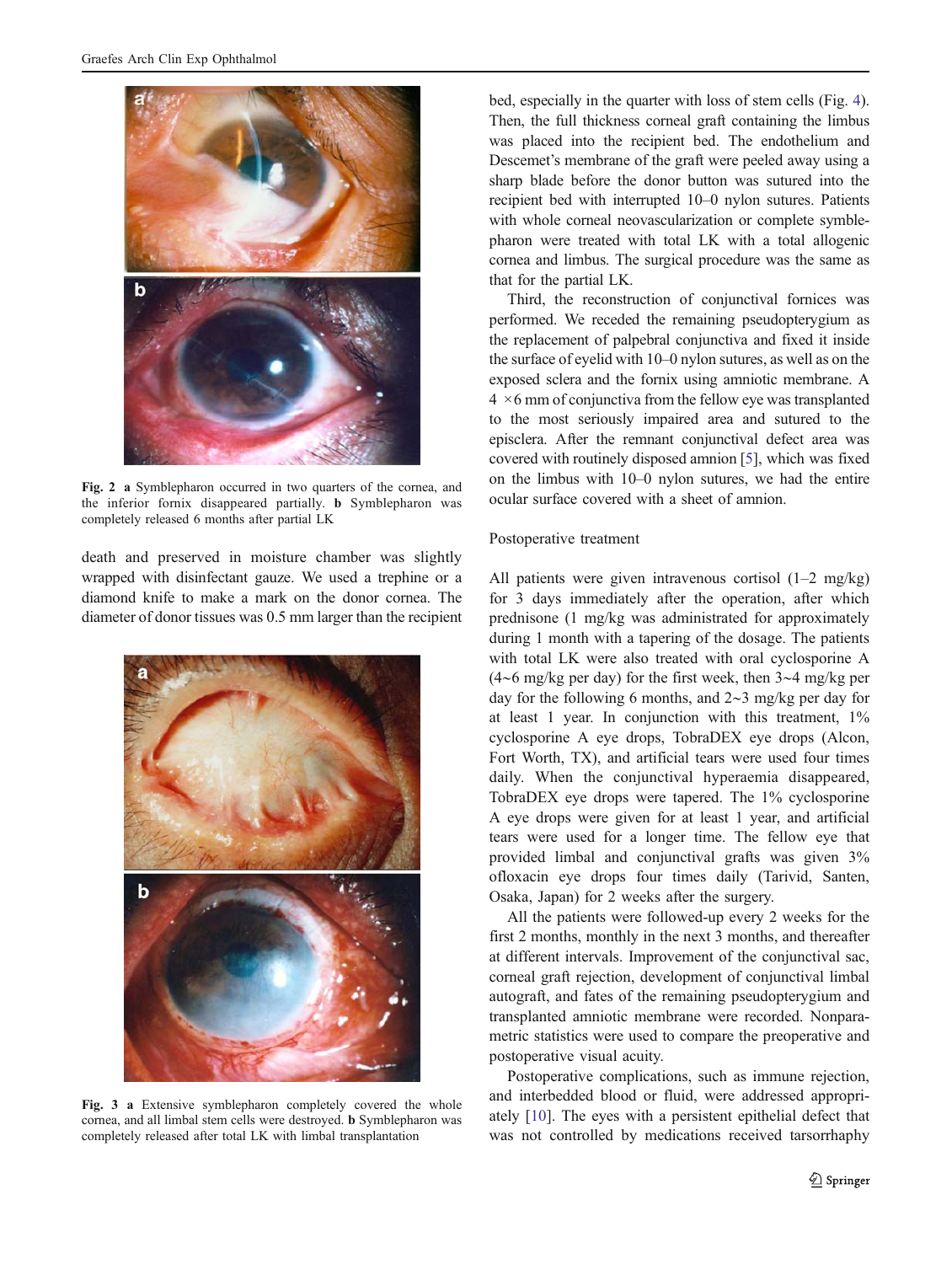Fig. 2 **a** Symblepharon occurred in two quarters of the cornea, and the inferior fornix disappeared partially. **b** Symblepharon was completely released 6 months after partial LK

death and preserved in moisture chamber was slightly wrapped with disinfectant gauze. We used a trephine or a diamond knife to make a mark on the donor cornea. The diameter of donor tissues was 0.5 mm larger than the recipient bed, especially in the quarter with loss of stem cells (Fig. 4). Then, the full thickness corneal graft containing the limbus was placed into the recipient bed. The endothelium and Descemet's membrane of the graft were peeled away using a sharp blade before the donor button was sutured into the recipient bed with interrupted 10–0 nylon sutures. Patients with whole corneal neovascularization or complete symblepharon were treated with total LK with a total allogenic cornea and limbus. The surgical procedure was the same as that for the partial LK.

Fig. 3 **a** Extensive symblepharon completely covered the whole cornea, and all limbal stem cells were destroyed. **b** Symblepharon was completely released after total LK with limbal transplantation

Third, the reconstruction of conjunctival fornices was performed. We receded the remaining pseudopterygium as the replacement of palpebral conjunctiva and fixed it inside the surface of eyelid with 10–0 nylon sutures, as well as on the exposed sclera and the fornix using amniotic membrane. A 4 ×6 mm of conjunctiva from the fellow eye was transplanted to the most seriously impaired area and sutured to the episclera. After the remnant conjunctival defect area was covered with routinely disposed amnion [5], which was fixed on the limbus with 10–0 nylon sutures, we had the entire ocular surface covered with a sheet of amnion.

Postoperative treatment

All patients were given intravenous cortisol (1–2 mg/kg) for 3 days immediately after the operation, after which prednisone (1 mg/kg was administrated for approximately during 1 month with a tapering of the dosage. The patients with total LK were also treated with oral cyclosporine A (4~6 mg/kg per day) for the first week, then 3~4 mg/kg per day for the following 6 months, and 2~3 mg/kg per day for at least 1 year. In conjunction with this treatment, 1% cyclosporine A eye drops, TobraDEX eye drops (Alcon, Fort Worth, TX), and artificial tears were used four times daily. When the conjunctival hyperaemia disappeared, TobraDEX eye drops were tapered. The 1% cyclosporine A eye drops were given for at least 1 year, and artificial tears were used for a longer time. The fellow eye that provided limbal and conjunctival grafts was given 3% ofloxacin eye drops four times daily (Tarivid, Santen, Osaka, Japan) for 2 weeks after the surgery.

All the patients were followed-up every 2 weeks for the first 2 months, monthly in the next 3 months, and thereafter at different intervals. Improvement of the conjunctival sac, corneal graft rejection, development of conjunctival limbal autograft, and fates of the remaining pseudopterygium and transplanted amniotic membrane were recorded. Nonparametric statistics were used to compare the preoperative and postoperative visual acuity.

Postoperative complications, such as immune rejection, and interbedded blood or fluid, were addressed appropriately [10]. The eyes with a persistent epithelial defect that was not controlled by medications received tarsorrhaphy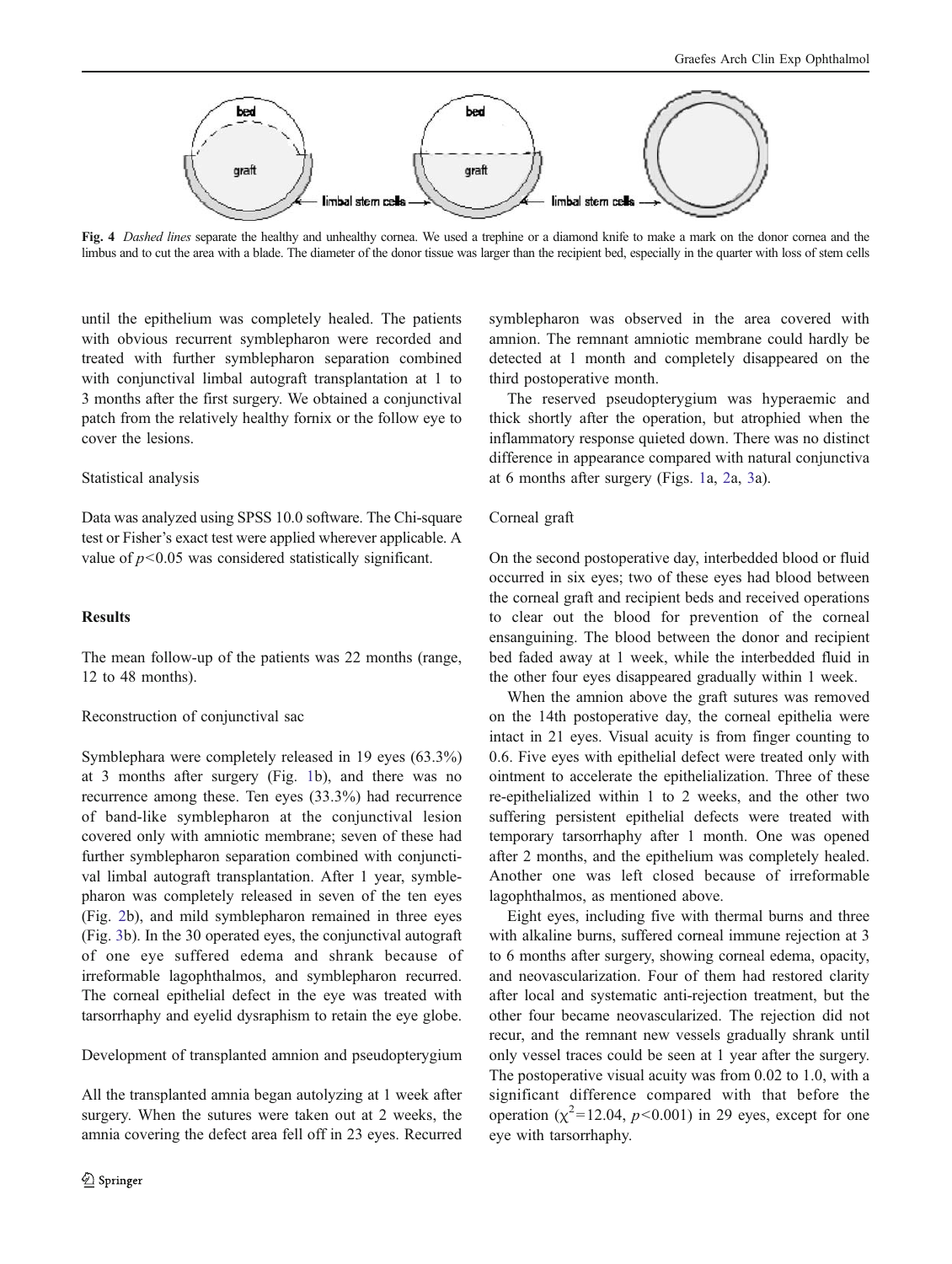Fig. 4 *Dashed lines* separate the healthy and unhealthy cornea. We used a trephine or a diamond knife to make a mark on the donor cornea and the limbus and to cut the area with a blade. The diameter of the donor tissue was larger than the recipient bed, especially in the quarter with loss of stem cells

until the epithelium was completely healed. The patients with obvious recurrent symblepharon were recorded and treated with further symblepharon separation combined with conjunctival limbal autograft transplantation at 1 to 3 months after the first surgery. We obtained a conjunctival patch from the relatively healthy fornix or the follow eye to cover the lesions.

### Statistical analysis

Data was analyzed using SPSS 10.0 software. The Chi-square test or Fisher's exact test were applied wherever applicable. A value of $p<0.05$ was considered statistically significant.

## Results

The mean follow-up of the patients was 22 months (range, 12 to 48 months).

### Reconstruction of conjunctival sac

Symblephara were completely released in 19 eyes (63.3%) at 3 months after surgery (Fig. 1b), and there was no recurrence among these. Ten eyes (33.3%) had recurrence of band-like symblepharon at the conjunctival lesion covered only with amniotic membrane; seven of these had further symblepharon separation combined with conjunctival limbal autograft transplantation. After 1 year, symblepharon was completely released in seven of the ten eyes (Fig. 2b), and mild symblepharon remained in three eyes (Fig. 3b). In the 30 operated eyes, the conjunctival autograft of one eye suffered edema and shrank because of irreformable lagophthalmos, and symblepharon recurred. The corneal epithelial defect in the eye was treated with tarsorrhaphy and eyelid dysraphism to retain the eye globe.

### Development of transplanted amnion and pseudopterygium

All the transplanted amnia began autolyzing at 1 week after surgery. When the sutures were taken out at 2 weeks, the amnia covering the defect area fell off in 23 eyes. Recurred symblepharon was observed in the area covered with amnion. The remnant amniotic membrane could hardly be detected at 1 month and completely disappeared on the third postoperative month.

The reserved pseudopterygium was hyperaemic and thick shortly after the operation, but atrophied when the inflammatory response quieted down. There was no distinct difference in appearance compared with natural conjunctiva at 6 months after surgery (Figs. 1a, 2a, 3a).

### Corneal graft

On the second postoperative day, interbedded blood or fluid occurred in six eyes; two of these eyes had blood between the corneal graft and recipient beds and received operations to clear out the blood for prevention of the corneal ensanguining. The blood between the donor and recipient bed faded away at 1 week, while the interbedded fluid in the other four eyes disappeared gradually within 1 week.

When the amnion above the graft sutures was removed on the 14th postoperative day, the corneal epithelia were intact in 21 eyes. Visual acuity is from finger counting to 0.6. Five eyes with epithelial defect were treated only with ointment to accelerate the epithelialization. Three of these re-epithelialized within 1 to 2 weeks, and the other two suffering persistent epithelial defects were treated with temporary tarsorrhaphy after 1 month. One was opened after 2 months, and the epithelium was completely healed. Another one was left closed because of irreformable lagophthalmos, as mentioned above.

Eight eyes, including five with thermal burns and three with alkaline burns, suffered corneal immune rejection at 3 to 6 months after surgery, showing corneal edema, opacity, and neovascularization. Four of them had restored clarity after local and systematic anti-rejection treatment, but the other four became neovascularized. The rejection did not recur, and the remnant new vessels gradually shrank until only vessel traces could be seen at 1 year after the surgery. The postoperative visual acuity was from 0.02 to 1.0, with a significant difference compared with that before the operation ($\chi^2=12.04$, $p<0.001$) in 29 eyes, except for one eye with tarsorrhaphy.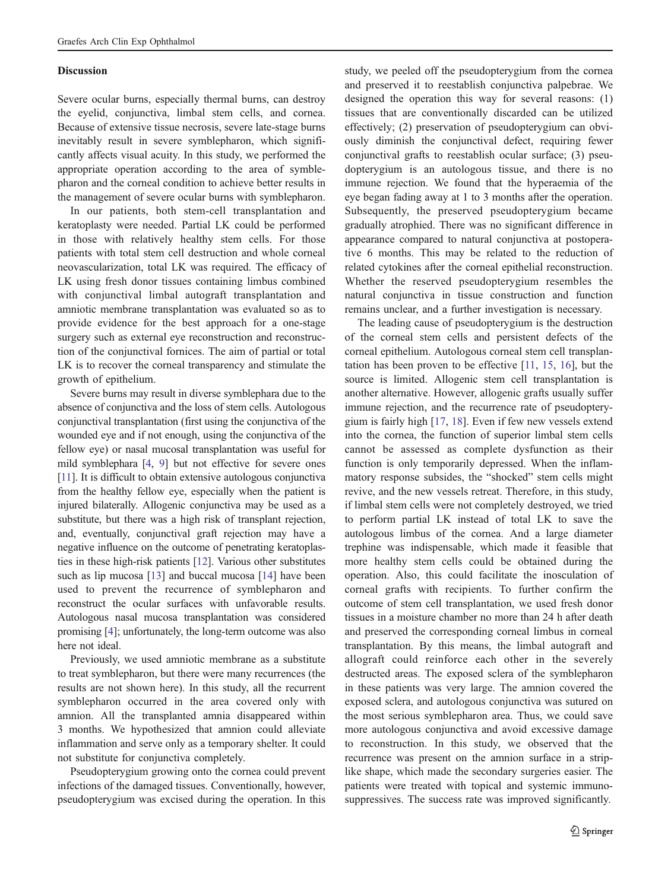## Discussion

Severe ocular burns, especially thermal burns, can destroy the eyelid, conjunctiva, limbal stem cells, and cornea. Because of extensive tissue necrosis, severe late-stage burns inevitably result in severe symblepharon, which significantly affects visual acuity. In this study, we performed the appropriate operation according to the area of symblepharon and the corneal condition to achieve better results in the management of severe ocular burns with symblepharon.

In our patients, both stem-cell transplantation and keratoplasty were needed. Partial LK could be performed in those with relatively healthy stem cells. For those patients with total stem cell destruction and whole corneal neovascularization, total LK was required. The efficacy of LK using fresh donor tissues containing limbus combined with conjunctival limbal autograft transplantation and amniotic membrane transplantation was evaluated so as to provide evidence for the best approach for a one-stage surgery such as external eye reconstruction and reconstruction of the conjunctival fornices. The aim of partial or total LK is to recover the corneal transparency and stimulate the growth of epithelium.

Severe burns may result in diverse symblephara due to the absence of conjunctiva and the loss of stem cells. Autologous conjunctival transplantation (first using the conjunctiva of the wounded eye and if not enough, using the conjunctiva of the fellow eye) or nasal mucosal transplantation was useful for mild symblephara [4, 9] but not effective for severe ones [11]. It is difficult to obtain extensive autologous conjunctiva from the healthy fellow eye, especially when the patient is injured bilaterally. Allogenic conjunctiva may be used as a substitute, but there was a high risk of transplant rejection, and, eventually, conjunctival graft rejection may have a negative influence on the outcome of penetrating keratoplasties in these high-risk patients [12]. Various other substitutes such as lip mucosa [13] and buccal mucosa [14] have been used to prevent the recurrence of symblepharon and reconstruct the ocular surfaces with unfavorable results. Autologous nasal mucosa transplantation was considered promising [4]; unfortunately, the long-term outcome was also here not ideal.

Previously, we used amniotic membrane as a substitute to treat symblepharon, but there were many recurrences (the results are not shown here). In this study, all the recurrent symblepharon occurred in the area covered only with amnion. All the transplanted amnia disappeared within 3 months. We hypothesized that amnion could alleviate inflammation and serve only as a temporary shelter. It could not substitute for conjunctiva completely.

Pseudopterygium growing onto the cornea could prevent infections of the damaged tissues. Conventionally, however, pseudopterygium was excised during the operation. In this study, we peeled off the pseudopterygium from the cornea and preserved it to reestablish conjunctiva palpebrae. We designed the operation this way for several reasons: (1) tissues that are conventionally discarded can be utilized effectively; (2) preservation of pseudopterygium can obviously diminish the conjunctival defect, requiring fewer conjunctival grafts to reestablish ocular surface; (3) pseudopterygium is an autologous tissue, and there is no immune rejection. We found that the hyperaemia of the eye began fading away at 1 to 3 months after the operation. Subsequently, the preserved pseudopterygium became gradually atrophied. There was no significant difference in appearance compared to natural conjunctiva at postoperative 6 months. This may be related to the reduction of related cytokines after the corneal epithelial reconstruction. Whether the reserved pseudopterygium resembles the natural conjunctiva in tissue construction and function remains unclear, and a further investigation is necessary.

The leading cause of pseudopterygium is the destruction of the corneal stem cells and persistent defects of the corneal epithelium. Autologous corneal stem cell transplantation has been proven to be effective [11, 15, 16], but the source is limited. Allogenic stem cell transplantation is another alternative. However, allogenic grafts usually suffer immune rejection, and the recurrence rate of pseudopterygium is fairly high [17, 18]. Even if few new vessels extend into the cornea, the function of superior limbal stem cells cannot be assessed as complete dysfunction as their function is only temporarily depressed. When the inflammatory response subsides, the "shocked" stem cells might revive, and the new vessels retreat. Therefore, in this study, if limbal stem cells were not completely destroyed, we tried to perform partial LK instead of total LK to save the autologous limbus of the cornea. And a large diameter trephine was indispensable, which made it feasible that more healthy stem cells could be obtained during the operation. Also, this could facilitate the inosculation of corneal grafts with recipients. To further confirm the outcome of stem cell transplantation, we used fresh donor tissues in a moisture chamber no more than 24 h after death and preserved the corresponding corneal limbus in corneal transplantation. By this means, the limbal autograft and allograft could reinforce each other in the severely destructed areas. The exposed sclera of the symblepharon in these patients was very large. The amnion covered the exposed sclera, and autologous conjunctiva was sutured on the most serious symblepharon area. Thus, we could save more autologous conjunctiva and avoid excessive damage to reconstruction. In this study, we observed that the recurrence was present on the amnion surface in a strip-like shape, which made the secondary surgeries easier. The patients were treated with topical and systemic immunosuppressives. The success rate was improved significantly.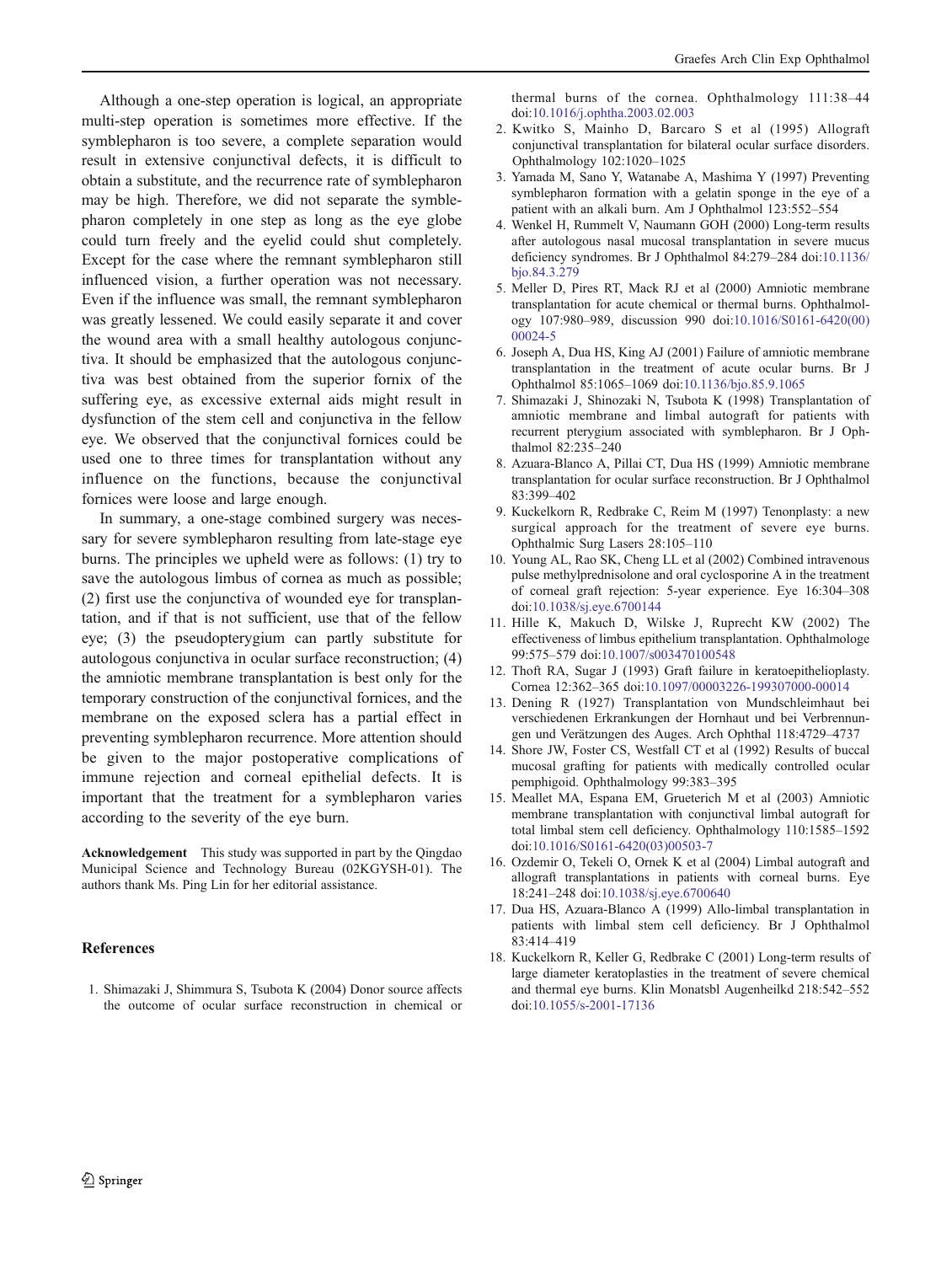Although a one-step operation is logical, an appropriate multi-step operation is sometimes more effective. If the symblepharon is too severe, a complete separation would result in extensive conjunctival defects, it is difficult to obtain a substitute, and the recurrence rate of symblepharon may be high. Therefore, we did not separate the symblepharon completely in one step as long as the eye globe could turn freely and the eyelid could shut completely. Except for the case where the remnant symblepharon still influenced vision, a further operation was not necessary. Even if the influence was small, the remnant symblepharon was greatly lessened. We could easily separate it and cover the wound area with a small healthy autologous conjunctiva. It should be emphasized that the autologous conjunctiva was best obtained from the superior fornix of the suffering eye, as excessive external aids might result in dysfunction of the stem cell and conjunctiva in the fellow eye. We observed that the conjunctival fornices could be used one to three times for transplantation without any influence on the functions, because the conjunctival fornices were loose and large enough.

In summary, a one-stage combined surgery was necessary for severe symblepharon resulting from late-stage eye burns. The principles we upheld were as follows: (1) try to save the autologous limbus of cornea as much as possible; (2) first use the conjunctiva of wounded eye for transplantation, and if that is not sufficient, use that of the fellow eye; (3) the pseudopterygium can partly substitute for autologous conjunctiva in ocular surface reconstruction; (4) the amniotic membrane transplantation is best only for the temporary construction of the conjunctival fornices, and the membrane on the exposed sclera has a partial effect in preventing symblepharon recurrence. More attention should be given to the major postoperative complications of immune rejection and corneal epithelial defects. It is important that the treatment for a symblepharon varies according to the severity of the eye burn.

**Acknowledgement** This study was supported in part by the Qingdao Municipal Science and Technology Bureau (02KGYSH-01). The authors thank Ms. Ping Lin for her editorial assistance.

## References

1. Shimazaki J, Shimmura S, Tsubota K (2004) Donor source affects the outcome of ocular surface reconstruction in chemical or thermal burns of the cornea. Ophthalmology 111:38–44 doi:10.1016/j.ophtha.2003.02.003
2. Kwitko S, Mainho D, Barcaro S et al (1995) Allograft conjunctival transplantation for bilateral ocular surface disorders. Ophthalmology 102:1020–1025
3. Yamada M, Sano Y, Watanabe A, Mashima Y (1997) Preventing symblepharon formation with a gelatin sponge in the eye of a patient with an alkali burn. Am J Ophthalmol 123:552–554
4. Wenkel H, Rummelt V, Naumann GOH (2000) Long-term results after autologous nasal mucosal transplantation in severe mucus deficiency syndromes. Br J Ophthalmol 84:279–284 doi:10.1136/bjo.84.3.279
5. Meller D, Pires RT, Mack RJ et al (2000) Amniotic membrane transplantation for acute chemical or thermal burns. Ophthalmology 107:980–989, discussion 990 doi:10.1016/S0161-6420(00)00024-5
6. Joseph A, Dua HS, King AJ (2001) Failure of amniotic membrane transplantation in the treatment of acute ocular burns. Br J Ophthalmol 85:1065–1069 doi:10.1136/bjo.85.9.1065
7. Shimazaki J, Shinozaki N, Tsubota K (1998) Transplantation of amniotic membrane and limbal autograft for patients with recurrent pterygium associated with symblepharon. Br J Ophthalmol 82:235–240
8. Azuara-Blanco A, Pillai CT, Dua HS (1999) Amniotic membrane transplantation for ocular surface reconstruction. Br J Ophthalmol 83:399–402
9. Kuckelkorn R, Redbrake C, Reim M (1997) Tenonplasty: a new surgical approach for the treatment of severe eye burns. Ophthalmic Surg Lasers 28:105–110
10. Young AL, Rao SK, Cheng LL et al (2002) Combined intravenous pulse methylprednisolone and oral cyclosporine A in the treatment of corneal graft rejection: 5-year experience. Eye 16:304–308 doi:10.1038/sj.eye.6700144
11. Hille K, Makuch D, Wilske J, Ruprecht KW (2002) The effectiveness of limbus epithelium transplantation. Ophthalmologe 99:575–579 doi:10.1007/s003470100548
12. Thoft RA, Sugar J (1993) Graft failure in keratoepithelioplasty. Cornea 12:362–365 doi:10.1097/00003226-199307000-00014
13. Dening R (1927) Transplantation von Mundschleimhaut bei verschiedenen Erkrankungen der Hornhaut und bei Verbrennungen und Verätzungen des Auges. Arch Ophthal 118:4729–4737
14. Shore JW, Foster CS, Westfall CT et al (1992) Results of buccal mucosal grafting for patients with medically controlled ocular pemphigoid. Ophthalmology 99:383–395
15. Meallet MA, Espana EM, Grueterich M et al (2003) Amniotic membrane transplantation with conjunctival limbal autograft for total limbal stem cell deficiency. Ophthalmology 110:1585–1592 doi:10.1016/S0161-6420(03)00503-7
16. Ozdemir O, Tekeli O, Ornek K et al (2004) Limbal autograft and allograft transplantations in patients with corneal burns. Eye 18:241–248 doi:10.1038/sj.eye.6700640
17. Dua HS, Azuara-Blanco A (1999) Allo-limbal transplantation in patients with limbal stem cell deficiency. Br J Ophthalmol 83:414–419
18. Kuckelkorn R, Keller G, Redbrake C (2001) Long-term results of large diameter keratoplasties in the treatment of severe chemical and thermal eye burns. Klin Monatsbl Augenheilkd 218:542–552 doi:10.1055/s-2001-17136